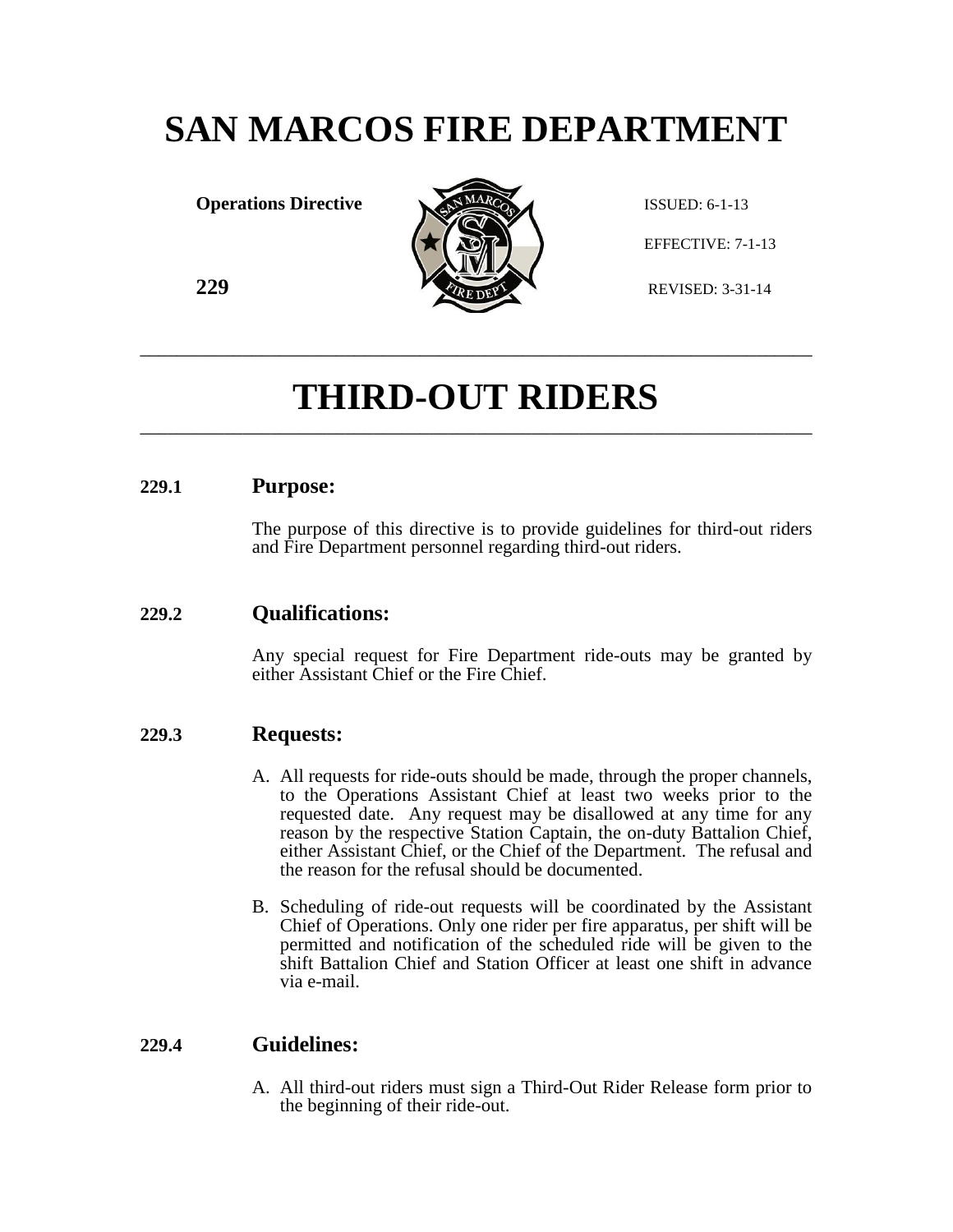# SAN MARCOS FIRE DEPARTMENT

**Operations Directive**

**229**

ISSUED: 6-1-13

EFFECTIVE: 7-1-13

REVISED: 3-31-14

# THIRD-OUT RIDERS

## 229.1 Purpose:

The purpose of this directive is to provide guidelines for third-out riders and Fire Department personnel regarding third-out riders.

## 229.2 Qualifications:

Any special request for Fire Department ride-outs may be granted by either Assistant Chief or the Fire Chief.

## 229.3 Requests:

A. All requests for ride-outs should be made, through the proper channels, to the Operations Assistant Chief at least two weeks prior to the requested date. Any request may be disallowed at any time for any reason by the respective Station Captain, the on-duty Battalion Chief, either Assistant Chief, or the Chief of the Department. The refusal and the reason for the refusal should be documented.

B. Scheduling of ride-out requests will be coordinated by the Assistant Chief of Operations. Only one rider per fire apparatus, per shift will be permitted and notification of the scheduled ride will be given to the shift Battalion Chief and Station Officer at least one shift in advance via e-mail.

## 229.4 Guidelines:

A. All third-out riders must sign a Third-Out Rider Release form prior to the beginning of their ride-out.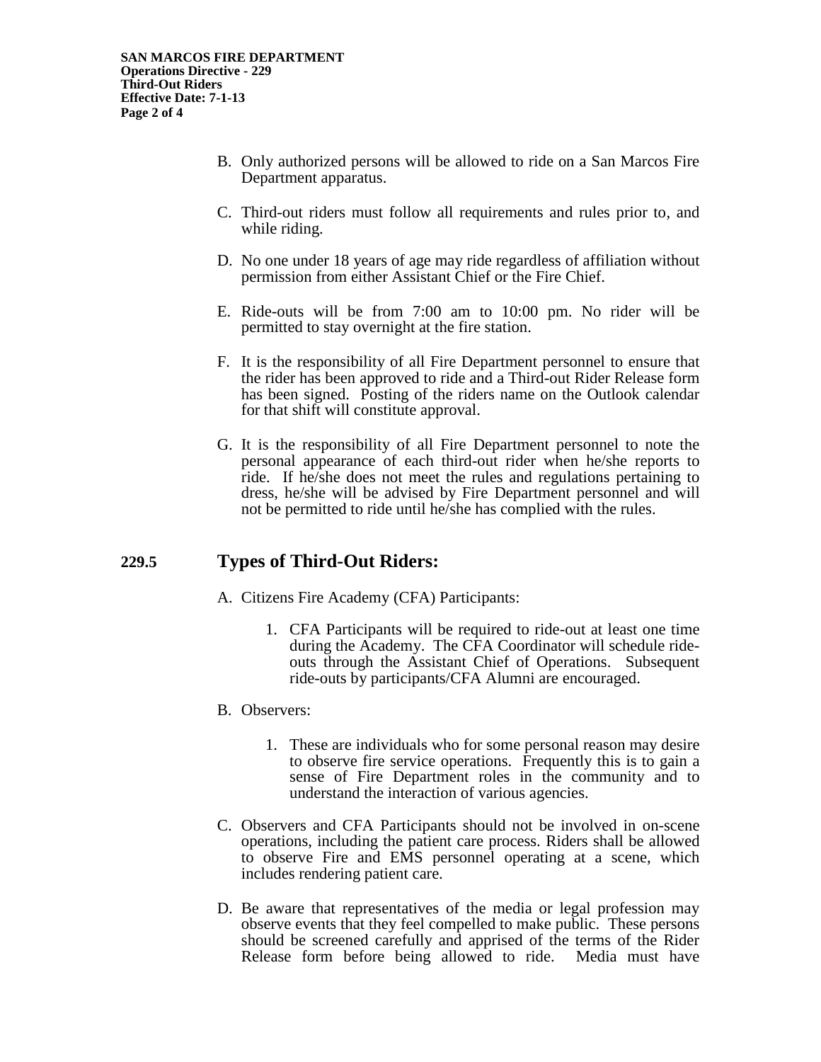B. Only authorized persons will be allowed to ride on a San Marcos Fire Department apparatus.

C. Third-out riders must follow all requirements and rules prior to, and while riding.

D. No one under 18 years of age may ride regardless of affiliation without permission from either Assistant Chief or the Fire Chief.

E. Ride-outs will be from 7:00 am to 10:00 pm. No rider will be permitted to stay overnight at the fire station.

F. It is the responsibility of all Fire Department personnel to ensure that the rider has been approved to ride and a Third-out Rider Release form has been signed. Posting of the riders name on the Outlook calendar for that shift will constitute approval.

G. It is the responsibility of all Fire Department personnel to note the personal appearance of each third-out rider when he/she reports to ride. If he/she does not meet the rules and regulations pertaining to dress, he/she will be advised by Fire Department personnel and will not be permitted to ride until he/she has complied with the rules.

## 229.5 Types of Third-Out Riders:

A. Citizens Fire Academy (CFA) Participants:

1. CFA Participants will be required to ride-out at least one time during the Academy. The CFA Coordinator will schedule ride-outs through the Assistant Chief of Operations. Subsequent ride-outs by participants/CFA Alumni are encouraged.

B. Observers:

1. These are individuals who for some personal reason may desire to observe fire service operations. Frequently this is to gain a sense of Fire Department roles in the community and to understand the interaction of various agencies.

C. Observers and CFA Participants should not be involved in on-scene operations, including the patient care process. Riders shall be allowed to observe Fire and EMS personnel operating at a scene, which includes rendering patient care.

D. Be aware that representatives of the media or legal profession may observe events that they feel compelled to make public. These persons should be screened carefully and apprised of the terms of the Rider Release form before being allowed to ride. Media must have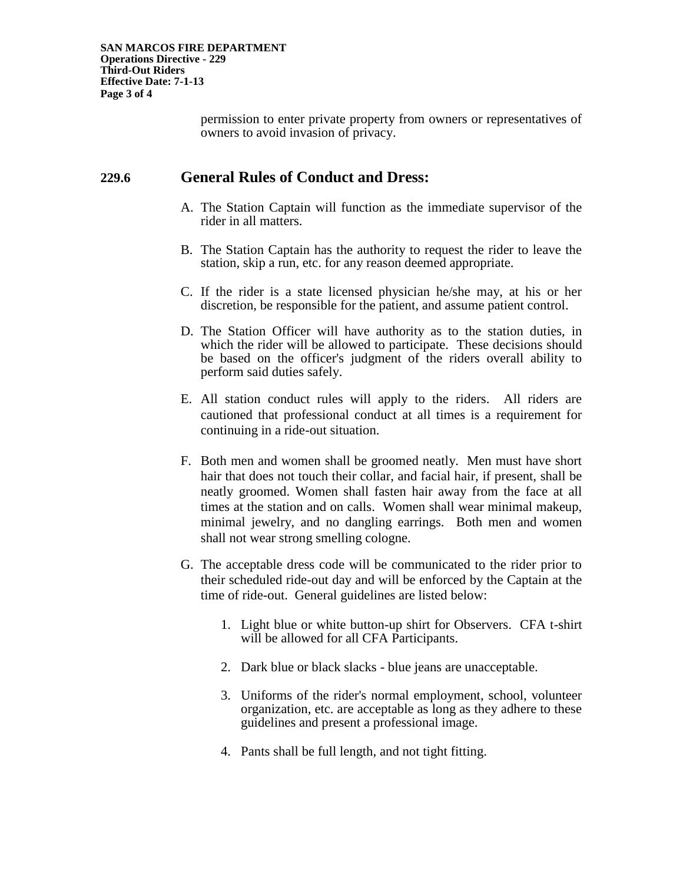permission to enter private property from owners or representatives of owners to avoid invasion of privacy.

## 229.6 General Rules of Conduct and Dress:

A. The Station Captain will function as the immediate supervisor of the rider in all matters.

B. The Station Captain has the authority to request the rider to leave the station, skip a run, etc. for any reason deemed appropriate.

C. If the rider is a state licensed physician he/she may, at his or her discretion, be responsible for the patient, and assume patient control.

D. The Station Officer will have authority as to the station duties, in which the rider will be allowed to participate. These decisions should be based on the officer's judgment of the riders overall ability to perform said duties safely.

E. All station conduct rules will apply to the riders. All riders are cautioned that professional conduct at all times is a requirement for continuing in a ride-out situation.

F. Both men and women shall be groomed neatly. Men must have short hair that does not touch their collar, and facial hair, if present, shall be neatly groomed. Women shall fasten hair away from the face at all times at the station and on calls. Women shall wear minimal makeup, minimal jewelry, and no dangling earrings. Both men and women shall not wear strong smelling cologne.

G. The acceptable dress code will be communicated to the rider prior to their scheduled ride-out day and will be enforced by the Captain at the time of ride-out. General guidelines are listed below:

   1. Light blue or white button-up shirt for Observers. CFA t-shirt will be allowed for all CFA Participants.

   2. Dark blue or black slacks - blue jeans are unacceptable.

   3. Uniforms of the rider's normal employment, school, volunteer organization, etc. are acceptable as long as they adhere to these guidelines and present a professional image.

   4. Pants shall be full length, and not tight fitting.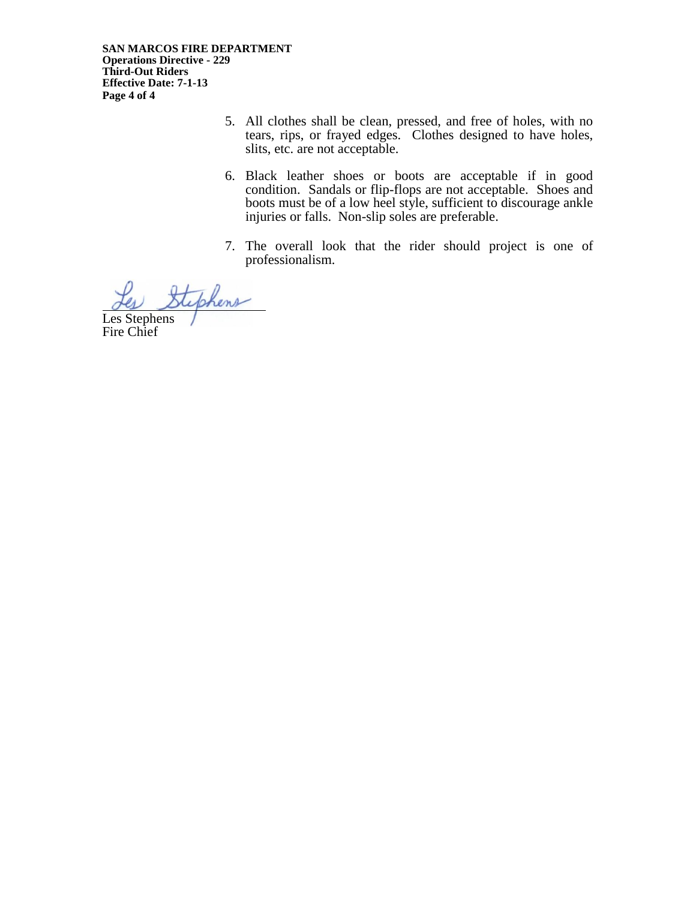5. All clothes shall be clean, pressed, and free of holes, with no tears, rips, or frayed edges. Clothes designed to have holes, slits, etc. are not acceptable.

6. Black leather shoes or boots are acceptable if in good condition. Sandals or flip-flops are not acceptable. Shoes and boots must be of a low heel style, sufficient to discourage ankle injuries or falls. Non-slip soles are preferable.

7. The overall look that the rider should project is one of professionalism.

Les Stephens
Fire Chief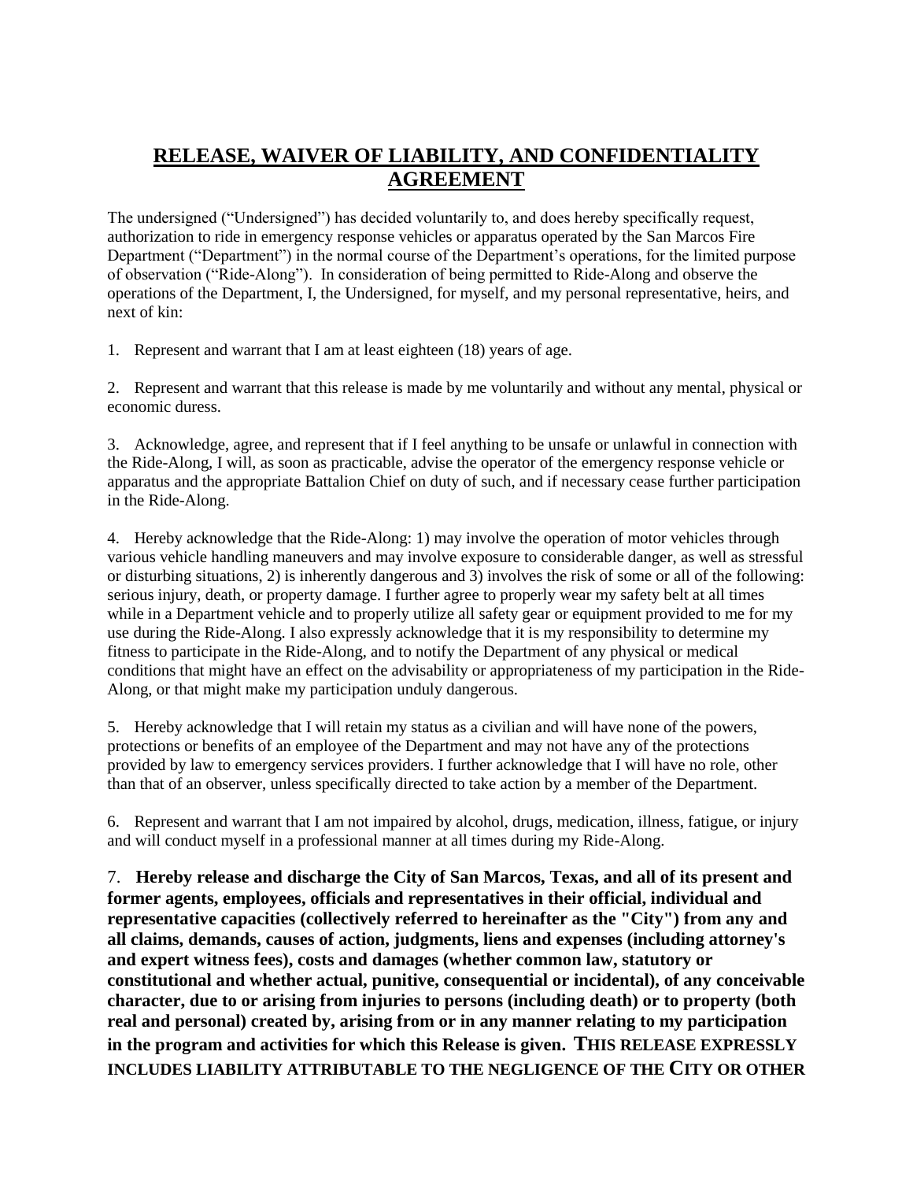# RELEASE, WAIVER OF LIABILITY, AND CONFIDENTIALITY AGREEMENT

The undersigned ("Undersigned") has decided voluntarily to, and does hereby specifically request, authorization to ride in emergency response vehicles or apparatus operated by the San Marcos Fire Department ("Department") in the normal course of the Department's operations, for the limited purpose of observation ("Ride-Along"). In consideration of being permitted to Ride-Along and observe the operations of the Department, I, the Undersigned, for myself, and my personal representative, heirs, and next of kin:

1. Represent and warrant that I am at least eighteen (18) years of age.

2. Represent and warrant that this release is made by me voluntarily and without any mental, physical or economic duress.

3. Acknowledge, agree, and represent that if I feel anything to be unsafe or unlawful in connection with the Ride-Along, I will, as soon as practicable, advise the operator of the emergency response vehicle or apparatus and the appropriate Battalion Chief on duty of such, and if necessary cease further participation in the Ride-Along.

4. Hereby acknowledge that the Ride-Along: 1) may involve the operation of motor vehicles through various vehicle handling maneuvers and may involve exposure to considerable danger, as well as stressful or disturbing situations, 2) is inherently dangerous and 3) involves the risk of some or all of the following: serious injury, death, or property damage. I further agree to properly wear my safety belt at all times while in a Department vehicle and to properly utilize all safety gear or equipment provided to me for my use during the Ride-Along. I also expressly acknowledge that it is my responsibility to determine my fitness to participate in the Ride-Along, and to notify the Department of any physical or medical conditions that might have an effect on the advisability or appropriateness of my participation in the Ride-Along, or that might make my participation unduly dangerous.

5. Hereby acknowledge that I will retain my status as a civilian and will have none of the powers, protections or benefits of an employee of the Department and may not have any of the protections provided by law to emergency services providers. I further acknowledge that I will have no role, other than that of an observer, unless specifically directed to take action by a member of the Department.

6. Represent and warrant that I am not impaired by alcohol, drugs, medication, illness, fatigue, or injury and will conduct myself in a professional manner at all times during my Ride-Along.

7. **Hereby release and discharge the City of San Marcos, Texas, and all of its present and former agents, employees, officials and representatives in their official, individual and representative capacities (collectively referred to hereinafter as the "City") from any and all claims, demands, causes of action, judgments, liens and expenses (including attorney's and expert witness fees), costs and damages (whether common law, statutory or constitutional and whether actual, punitive, consequential or incidental), of any conceivable character, due to or arising from injuries to persons (including death) or to property (both real and personal) created by, arising from or in any manner relating to my participation in the program and activities for which this Release is given. THIS RELEASE EXPRESSLY INCLUDES LIABILITY ATTRIBUTABLE TO THE NEGLIGENCE OF THE CITY OR OTHER**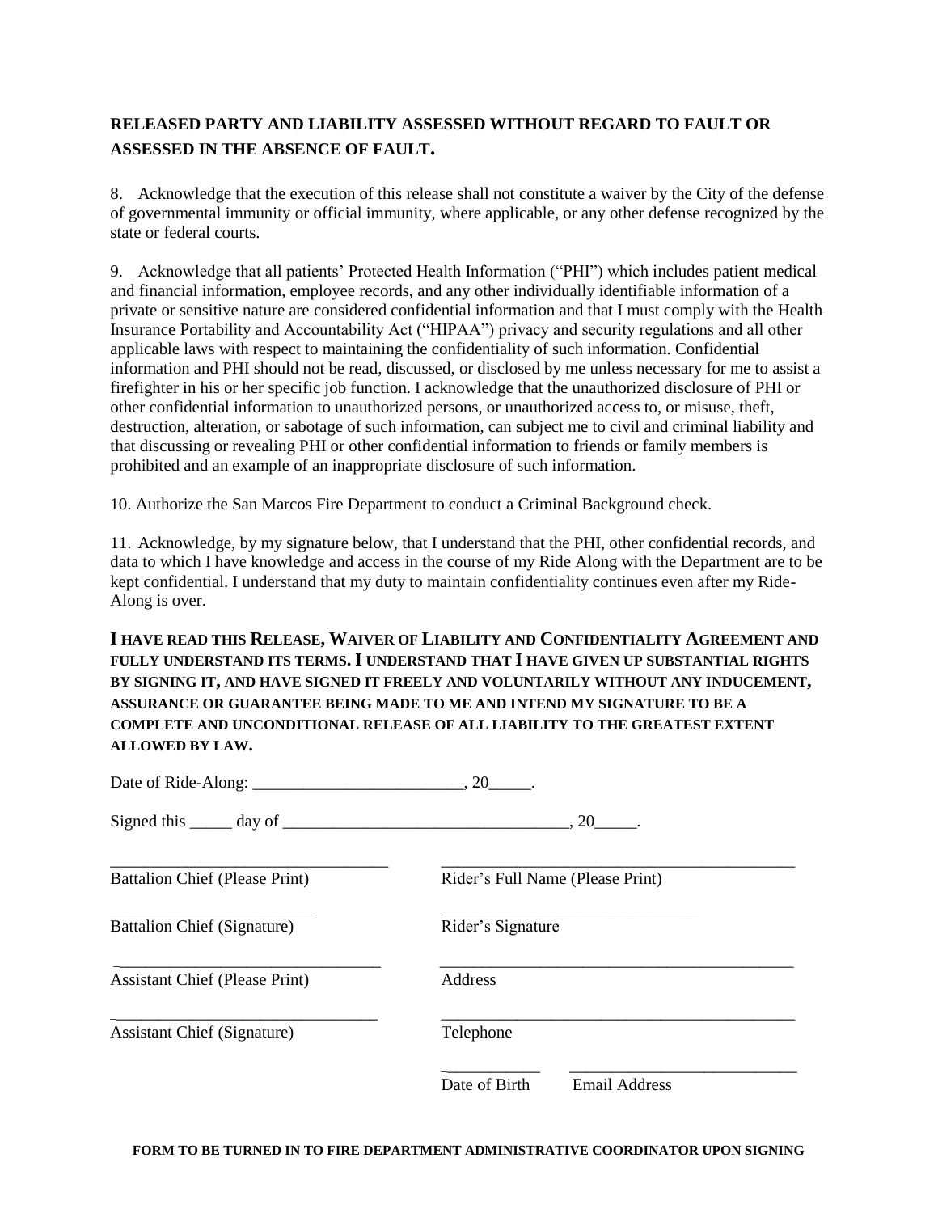**RELEASED PARTY AND LIABILITY ASSESSED WITHOUT REGARD TO FAULT OR ASSESSED IN THE ABSENCE OF FAULT.**

8. Acknowledge that the execution of this release shall not constitute a waiver by the City of the defense of governmental immunity or official immunity, where applicable, or any other defense recognized by the state or federal courts.

9. Acknowledge that all patients' Protected Health Information ("PHI") which includes patient medical and financial information, employee records, and any other individually identifiable information of a private or sensitive nature are considered confidential information and that I must comply with the Health Insurance Portability and Accountability Act ("HIPAA") privacy and security regulations and all other applicable laws with respect to maintaining the confidentiality of such information. Confidential information and PHI should not be read, discussed, or disclosed by me unless necessary for me to assist a firefighter in his or her specific job function. I acknowledge that the unauthorized disclosure of PHI or other confidential information to unauthorized persons, or unauthorized access to, or misuse, theft, destruction, alteration, or sabotage of such information, can subject me to civil and criminal liability and that discussing or revealing PHI or other confidential information to friends or family members is prohibited and an example of an inappropriate disclosure of such information.

10. Authorize the San Marcos Fire Department to conduct a Criminal Background check.

11. Acknowledge, by my signature below, that I understand that the PHI, other confidential records, and data to which I have knowledge and access in the course of my Ride Along with the Department are to be kept confidential. I understand that my duty to maintain confidentiality continues even after my Ride-Along is over.

**I HAVE READ THIS RELEASE, WAIVER OF LIABILITY AND CONFIDENTIALITY AGREEMENT AND FULLY UNDERSTAND ITS TERMS. I UNDERSTAND THAT I HAVE GIVEN UP SUBSTANTIAL RIGHTS BY SIGNING IT, AND HAVE SIGNED IT FREELY AND VOLUNTARILY WITHOUT ANY INDUCEMENT, ASSURANCE OR GUARANTEE BEING MADE TO ME AND INTEND MY SIGNATURE TO BE A COMPLETE AND UNCONDITIONAL RELEASE OF ALL LIABILITY TO THE GREATEST EXTENT ALLOWED BY LAW.**

Date of Ride-Along: ________________________, 20_____.

Signed this _____ day of _________________________________, 20_____.

| | |
|---|---|
| __________________________________ | ____________________________________________ |
| Battalion Chief (Please Print) | Rider's Full Name (Please Print) |
| __________________________ | _______________________________ |
| Battalion Chief (Signature) | Rider's Signature |
| _________________________________ | ____________________________________________ |
| Assistant Chief (Please Print) | Address |
| _________________________________ | ____________________________________________ |
| Assistant Chief (Signature) | Telephone |
| | ____________ ___________________________ |
| | Date of Birth Email Address |

**FORM TO BE TURNED IN TO FIRE DEPARTMENT ADMINISTRATIVE COORDINATOR UPON SIGNING**